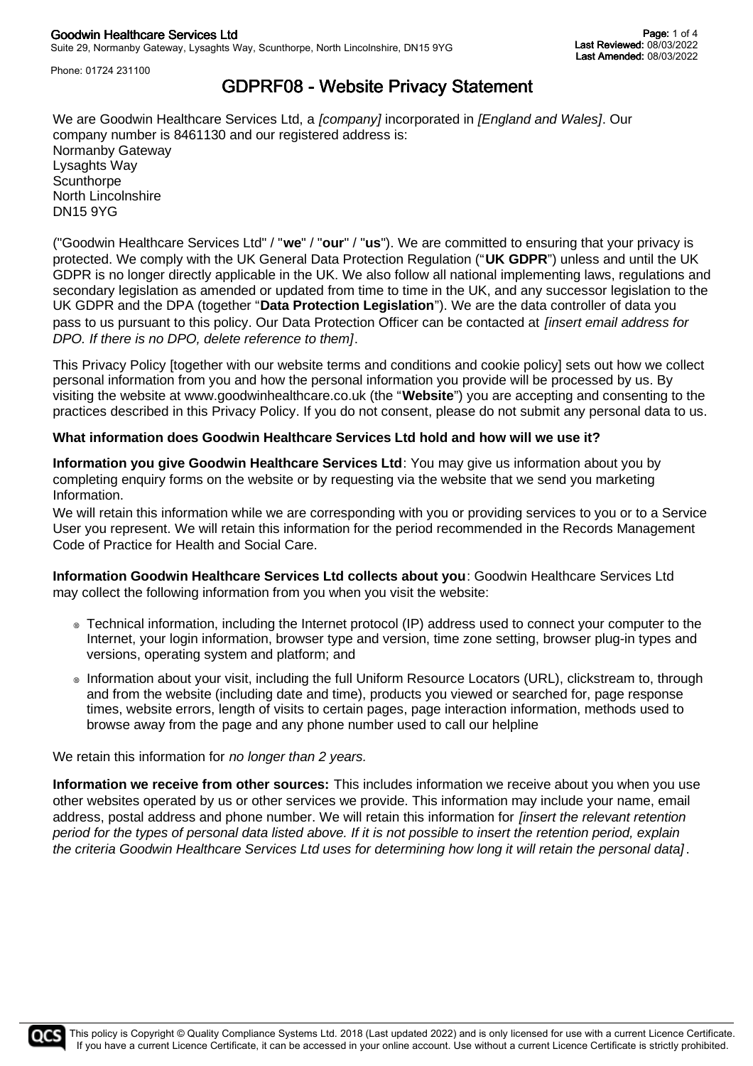# GDPRF08 - Website Privacy Statement

We are Goodwin Healthcare Services Ltd, a *[company]* incorporated in *[England and Wales]*. Our company number is 8461130 and our registered address is:
Normanby Gateway
Lysaghts Way
Scunthorpe
North Lincolnshire
DN15 9YG

("Goodwin Healthcare Services Ltd" / "**we**" / "**our**" / "**us**"). We are committed to ensuring that your privacy is protected. We comply with the UK General Data Protection Regulation ("**UK GDPR**") unless and until the UK GDPR is no longer directly applicable in the UK. We also follow all national implementing laws, regulations and secondary legislation as amended or updated from time to time in the UK, and any successor legislation to the UK GDPR and the DPA (together "**Data Protection Legislation**"). We are the data controller of data you pass to us pursuant to this policy. Our Data Protection Officer can be contacted at *[insert email address for DPO. If there is no DPO, delete reference to them]*.

This Privacy Policy [together with our website terms and conditions and cookie policy] sets out how we collect personal information from you and how the personal information you provide will be processed by us. By visiting the website at www.goodwinhealthcare.co.uk (the "**Website**") you are accepting and consenting to the practices described in this Privacy Policy. If you do not consent, please do not submit any personal data to us.

**What information does Goodwin Healthcare Services Ltd hold and how will we use it?**

**Information you give Goodwin Healthcare Services Ltd**: You may give us information about you by completing enquiry forms on the website or by requesting via the website that we send you marketing Information.
We will retain this information while we are corresponding with you or providing services to you or to a Service User you represent. We will retain this information for the period recommended in the Records Management Code of Practice for Health and Social Care.

**Information Goodwin Healthcare Services Ltd collects about you**: Goodwin Healthcare Services Ltd may collect the following information from you when you visit the website:

- Technical information, including the Internet protocol (IP) address used to connect your computer to the Internet, your login information, browser type and version, time zone setting, browser plug-in types and versions, operating system and platform; and
- Information about your visit, including the full Uniform Resource Locators (URL), clickstream to, through and from the website (including date and time), products you viewed or searched for, page response times, website errors, length of visits to certain pages, page interaction information, methods used to browse away from the page and any phone number used to call our helpline

We retain this information for *no longer than 2 years.*

**Information we receive from other sources:** This includes information we receive about you when you use other websites operated by us or other services we provide. This information may include your name, email address, postal address and phone number. We will retain this information for *[insert the relevant retention period for the types of personal data listed above. If it is not possible to insert the retention period, explain the criteria Goodwin Healthcare Services Ltd uses for determining how long it will retain the personal data]*.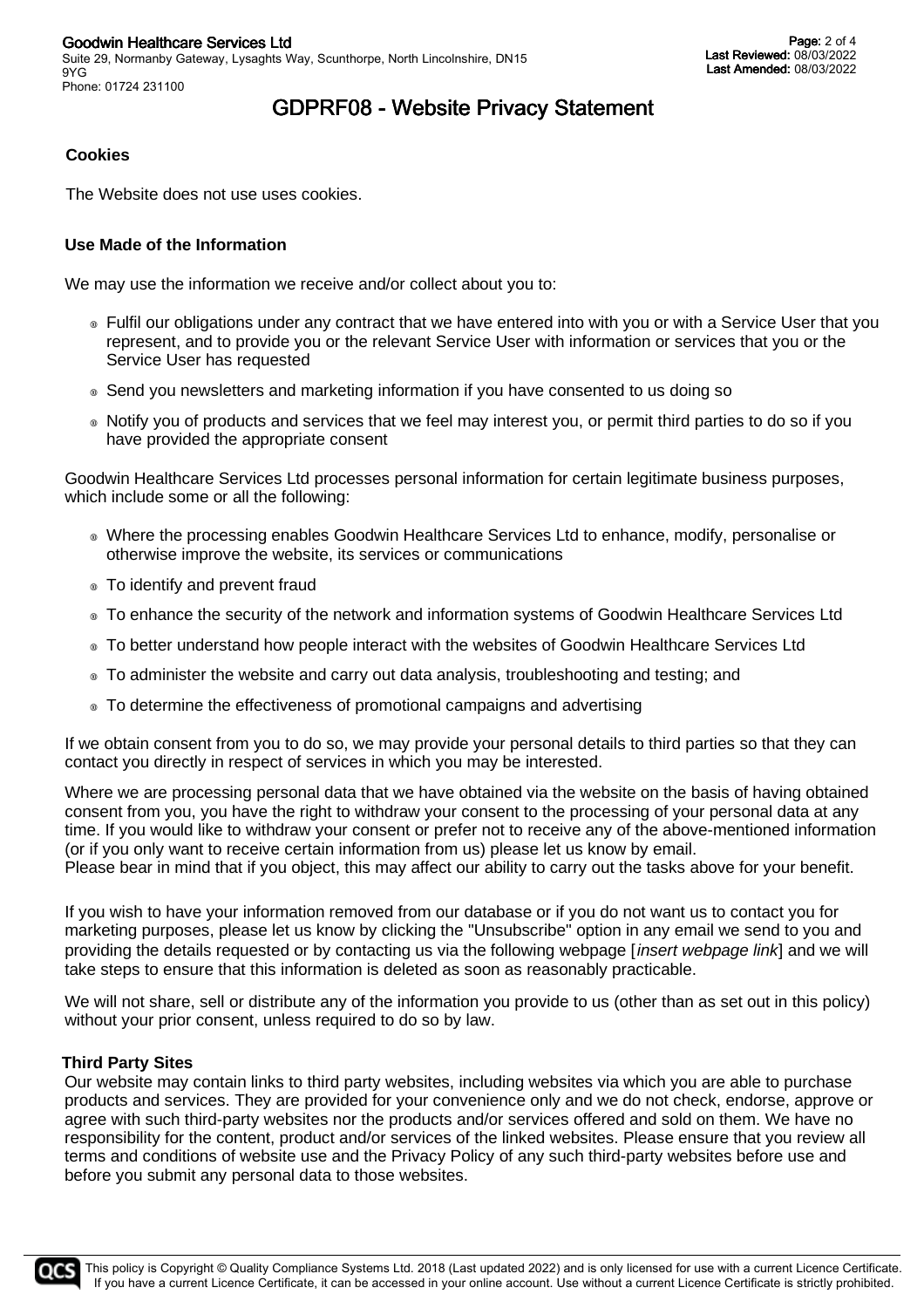### Cookies

The Website does not use uses cookies.

### Use Made of the Information

We may use the information we receive and/or collect about you to:

- Fulfil our obligations under any contract that we have entered into with you or with a Service User that you represent, and to provide you or the relevant Service User with information or services that you or the Service User has requested
- Send you newsletters and marketing information if you have consented to us doing so
- Notify you of products and services that we feel may interest you, or permit third parties to do so if you have provided the appropriate consent

Goodwin Healthcare Services Ltd processes personal information for certain legitimate business purposes, which include some or all the following:

- Where the processing enables Goodwin Healthcare Services Ltd to enhance, modify, personalise or otherwise improve the website, its services or communications
- To identify and prevent fraud
- To enhance the security of the network and information systems of Goodwin Healthcare Services Ltd
- To better understand how people interact with the websites of Goodwin Healthcare Services Ltd
- To administer the website and carry out data analysis, troubleshooting and testing; and
- To determine the effectiveness of promotional campaigns and advertising

If we obtain consent from you to do so, we may provide your personal details to third parties so that they can contact you directly in respect of services in which you may be interested.

Where we are processing personal data that we have obtained via the website on the basis of having obtained consent from you, you have the right to withdraw your consent to the processing of your personal data at any time. If you would like to withdraw your consent or prefer not to receive any of the above-mentioned information (or if you only want to receive certain information from us) please let us know by email.
Please bear in mind that if you object, this may affect our ability to carry out the tasks above for your benefit.

If you wish to have your information removed from our database or if you do not want us to contact you for marketing purposes, please let us know by clicking the "Unsubscribe" option in any email we send to you and providing the details requested or by contacting us via the following webpage [*insert webpage link*] and we will take steps to ensure that this information is deleted as soon as reasonably practicable.

We will not share, sell or distribute any of the information you provide to us (other than as set out in this policy) without your prior consent, unless required to do so by law.

### Third Party Sites

Our website may contain links to third party websites, including websites via which you are able to purchase products and services. They are provided for your convenience only and we do not check, endorse, approve or agree with such third-party websites nor the products and/or services offered and sold on them. We have no responsibility for the content, product and/or services of the linked websites. Please ensure that you review all terms and conditions of website use and the Privacy Policy of any such third-party websites before use and before you submit any personal data to those websites.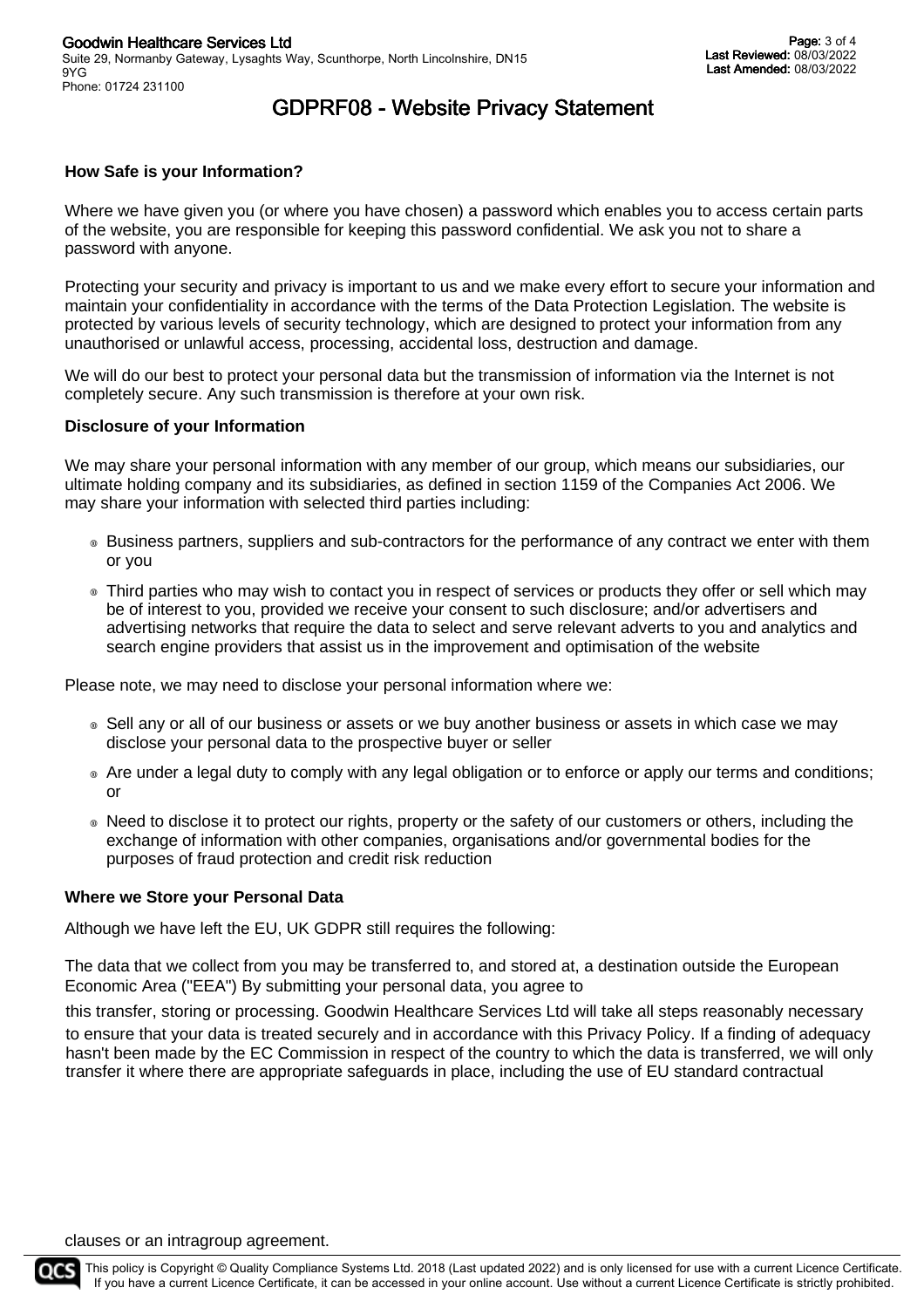### How Safe is your Information?

Where we have given you (or where you have chosen) a password which enables you to access certain parts of the website, you are responsible for keeping this password confidential. We ask you not to share a password with anyone.

Protecting your security and privacy is important to us and we make every effort to secure your information and maintain your confidentiality in accordance with the terms of the Data Protection Legislation. The website is protected by various levels of security technology, which are designed to protect your information from any unauthorised or unlawful access, processing, accidental loss, destruction and damage.

We will do our best to protect your personal data but the transmission of information via the Internet is not completely secure. Any such transmission is therefore at your own risk.

### Disclosure of your Information

We may share your personal information with any member of our group, which means our subsidiaries, our ultimate holding company and its subsidiaries, as defined in section 1159 of the Companies Act 2006. We may share your information with selected third parties including:

- Business partners, suppliers and sub-contractors for the performance of any contract we enter with them or you
- Third parties who may wish to contact you in respect of services or products they offer or sell which may be of interest to you, provided we receive your consent to such disclosure; and/or advertisers and advertising networks that require the data to select and serve relevant adverts to you and analytics and search engine providers that assist us in the improvement and optimisation of the website

Please note, we may need to disclose your personal information where we:

- Sell any or all of our business or assets or we buy another business or assets in which case we may disclose your personal data to the prospective buyer or seller
- Are under a legal duty to comply with any legal obligation or to enforce or apply our terms and conditions; or
- Need to disclose it to protect our rights, property or the safety of our customers or others, including the exchange of information with other companies, organisations and/or governmental bodies for the purposes of fraud protection and credit risk reduction

### Where we Store your Personal Data

Although we have left the EU, UK GDPR still requires the following:

The data that we collect from you may be transferred to, and stored at, a destination outside the European Economic Area ("EEA") By submitting your personal data, you agree to this transfer, storing or processing. Goodwin Healthcare Services Ltd will take all steps reasonably necessary to ensure that your data is treated securely and in accordance with this Privacy Policy. If a finding of adequacy hasn't been made by the EC Commission in respect of the country to which the data is transferred, we will only transfer it where there are appropriate safeguards in place, including the use of EU standard contractual clauses or an intragroup agreement.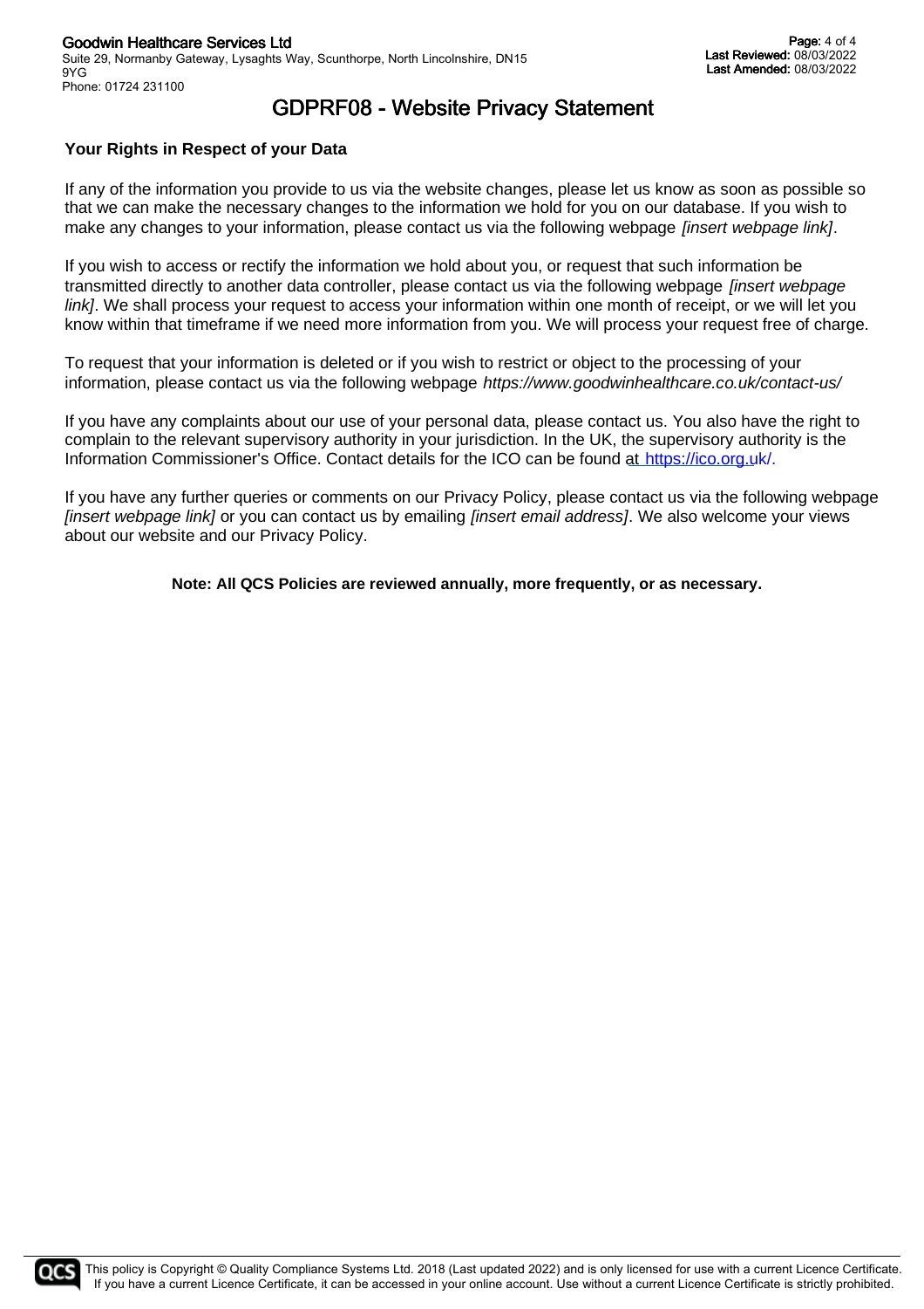### Your Rights in Respect of your Data

If any of the information you provide to us via the website changes, please let us know as soon as possible so that we can make the necessary changes to the information we hold for you on our database. If you wish to make any changes to your information, please contact us via the following webpage *[insert webpage link]*.

If you wish to access or rectify the information we hold about you, or request that such information be transmitted directly to another data controller, please contact us via the following webpage *[insert webpage link]*. We shall process your request to access your information within one month of receipt, or we will let you know within that timeframe if we need more information from you. We will process your request free of charge.

To request that your information is deleted or if you wish to restrict or object to the processing of your information, please contact us via the following webpage *https://www.goodwinhealthcare.co.uk/contact-us/*

If you have any complaints about our use of your personal data, please contact us. You also have the right to complain to the relevant supervisory authority in your jurisdiction. In the UK, the supervisory authority is the Information Commissioner's Office. Contact details for the ICO can be found at https://ico.org.uk/.

If you have any further queries or comments on our Privacy Policy, please contact us via the following webpage *[insert webpage link]* or you can contact us by emailing *[insert email address]*. We also welcome your views about our website and our Privacy Policy.

**Note: All QCS Policies are reviewed annually, more frequently, or as necessary.**